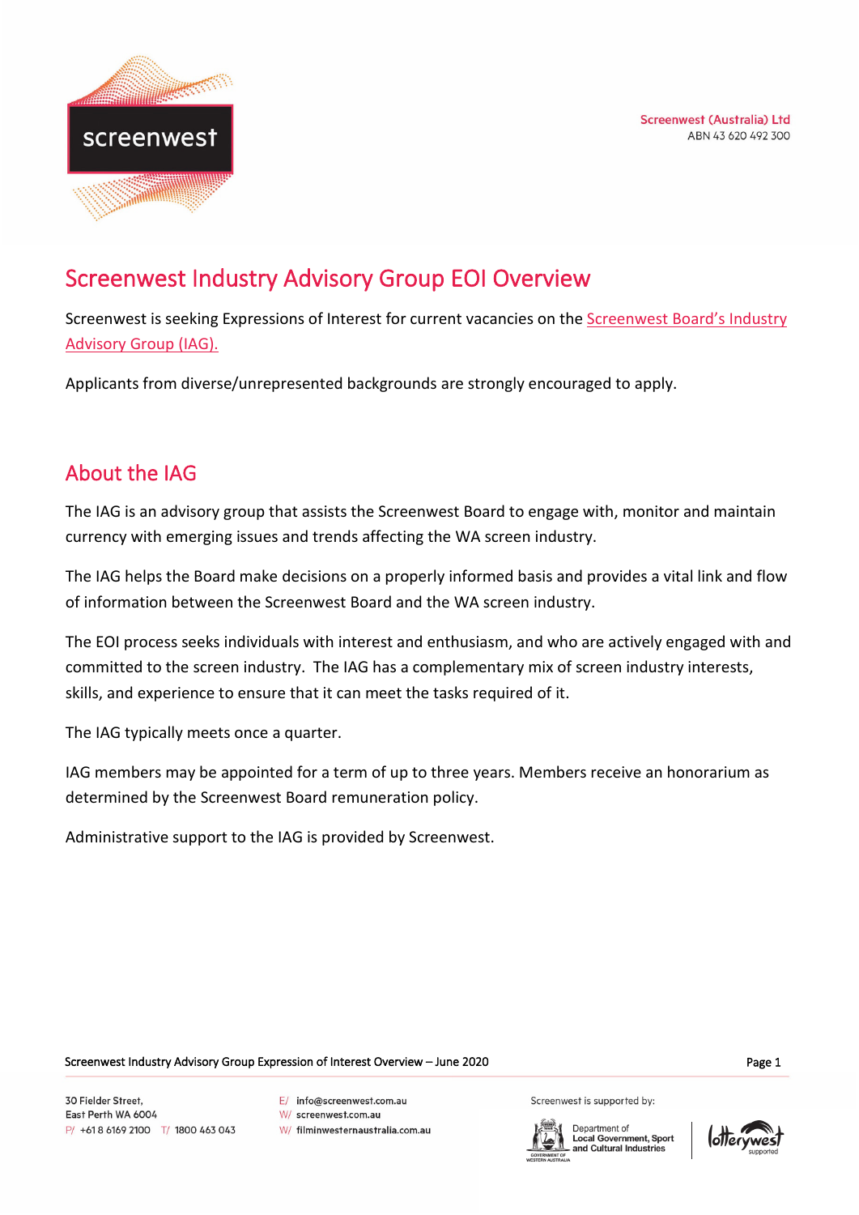Screenwest (Australia) Ltd
ABN 43 620 492 300

# Screenwest Industry Advisory Group EOI Overview

Screenwest is seeking Expressions of Interest for current vacancies on the Screenwest Board's Industry Advisory Group (IAG).

Applicants from diverse/unrepresented backgrounds are strongly encouraged to apply.

## About the IAG

The IAG is an advisory group that assists the Screenwest Board to engage with, monitor and maintain currency with emerging issues and trends affecting the WA screen industry.

The IAG helps the Board make decisions on a properly informed basis and provides a vital link and flow of information between the Screenwest Board and the WA screen industry.

The EOI process seeks individuals with interest and enthusiasm, and who are actively engaged with and committed to the screen industry. The IAG has a complementary mix of screen industry interests, skills, and experience to ensure that it can meet the tasks required of it.

The IAG typically meets once a quarter.

IAG members may be appointed for a term of up to three years. Members receive an honorarium as determined by the Screenwest Board remuneration policy.

Administrative support to the IAG is provided by Screenwest.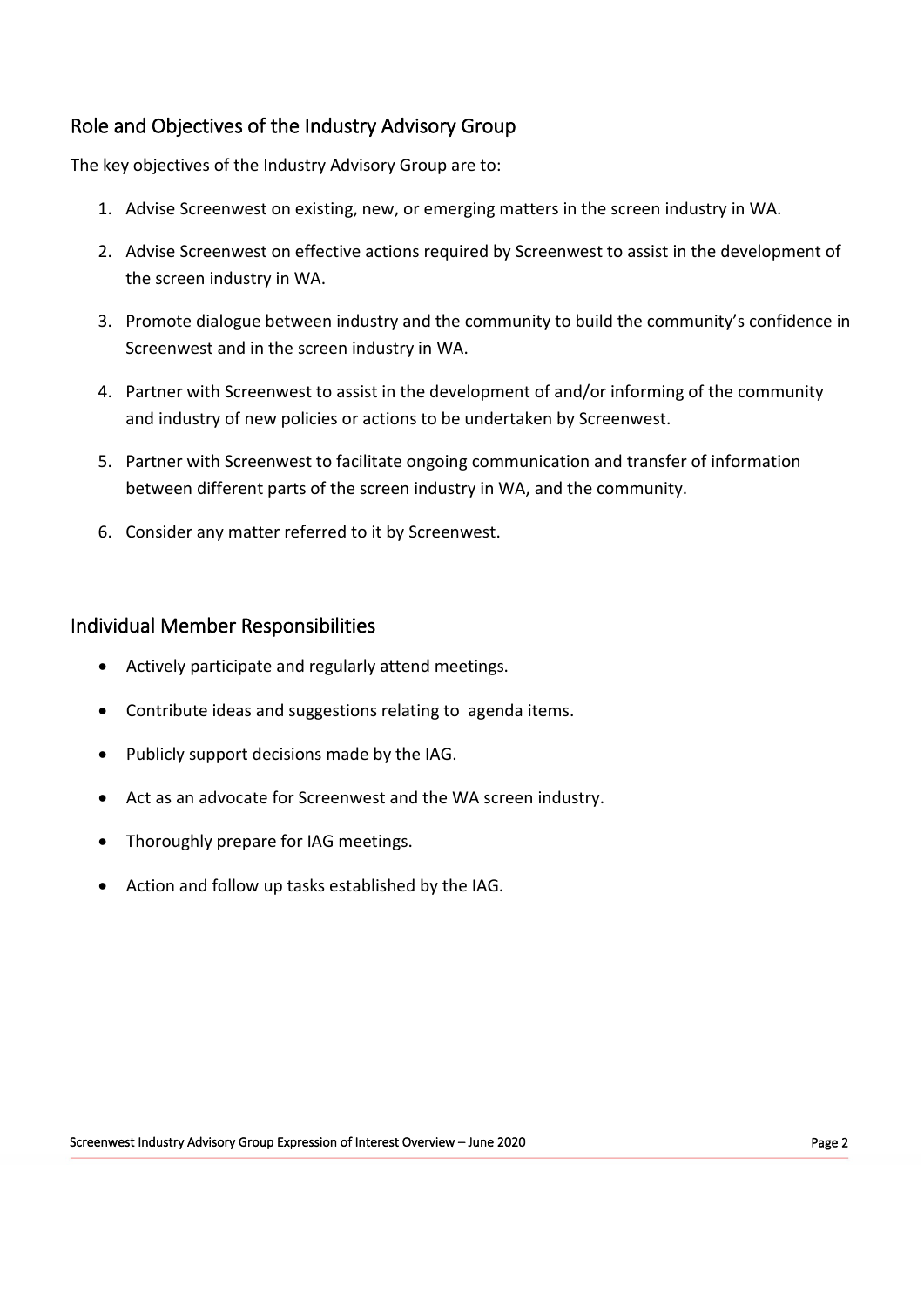## Role and Objectives of the Industry Advisory Group

The key objectives of the Industry Advisory Group are to:

1. Advise Screenwest on existing, new, or emerging matters in the screen industry in WA.
2. Advise Screenwest on effective actions required by Screenwest to assist in the development of the screen industry in WA.
3. Promote dialogue between industry and the community to build the community's confidence in Screenwest and in the screen industry in WA.
4. Partner with Screenwest to assist in the development of and/or informing of the community and industry of new policies or actions to be undertaken by Screenwest.
5. Partner with Screenwest to facilitate ongoing communication and transfer of information between different parts of the screen industry in WA, and the community.
6. Consider any matter referred to it by Screenwest.

## Individual Member Responsibilities

- Actively participate and regularly attend meetings.
- Contribute ideas and suggestions relating to agenda items.
- Publicly support decisions made by the IAG.
- Act as an advocate for Screenwest and the WA screen industry.
- Thoroughly prepare for IAG meetings.
- Action and follow up tasks established by the IAG.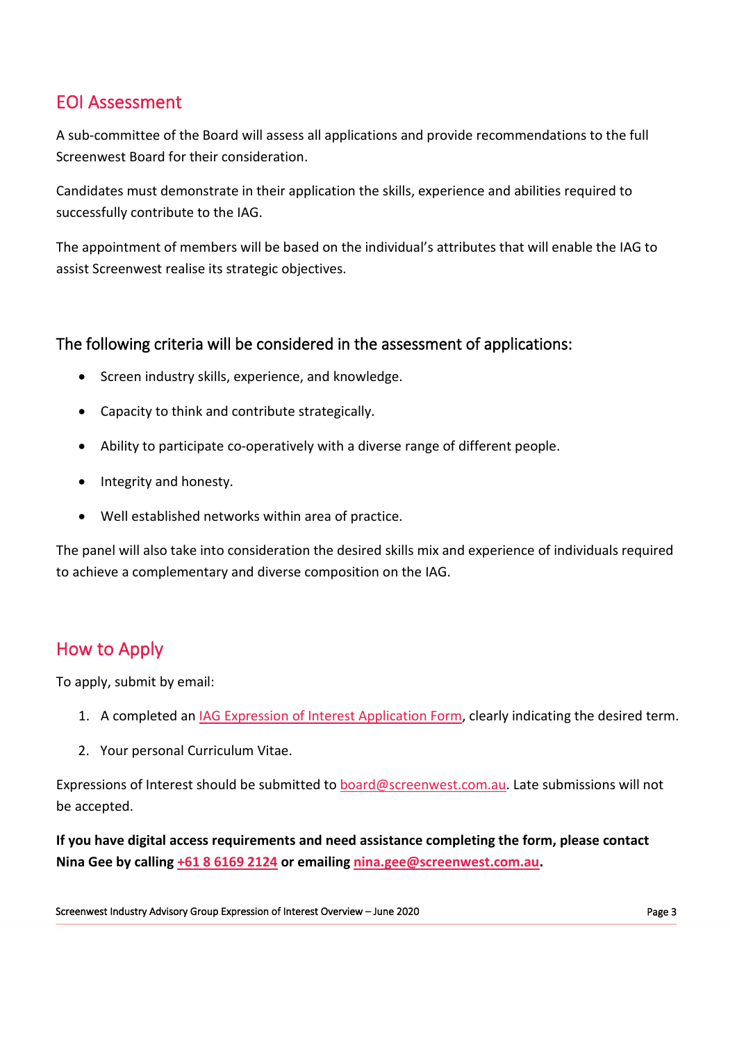## EOI Assessment

A sub-committee of the Board will assess all applications and provide recommendations to the full Screenwest Board for their consideration.

Candidates must demonstrate in their application the skills, experience and abilities required to successfully contribute to the IAG.

The appointment of members will be based on the individual's attributes that will enable the IAG to assist Screenwest realise its strategic objectives.

### The following criteria will be considered in the assessment of applications:

- Screen industry skills, experience, and knowledge.
- Capacity to think and contribute strategically.
- Ability to participate co-operatively with a diverse range of different people.
- Integrity and honesty.
- Well established networks within area of practice.

The panel will also take into consideration the desired skills mix and experience of individuals required to achieve a complementary and diverse composition on the IAG.

## How to Apply

To apply, submit by email:

1. A completed an IAG Expression of Interest Application Form, clearly indicating the desired term.
2. Your personal Curriculum Vitae.

Expressions of Interest should be submitted to board@screenwest.com.au. Late submissions will not be accepted.

**If you have digital access requirements and need assistance completing the form, please contact Nina Gee by calling +61 8 6169 2124 or emailing nina.gee@screenwest.com.au.**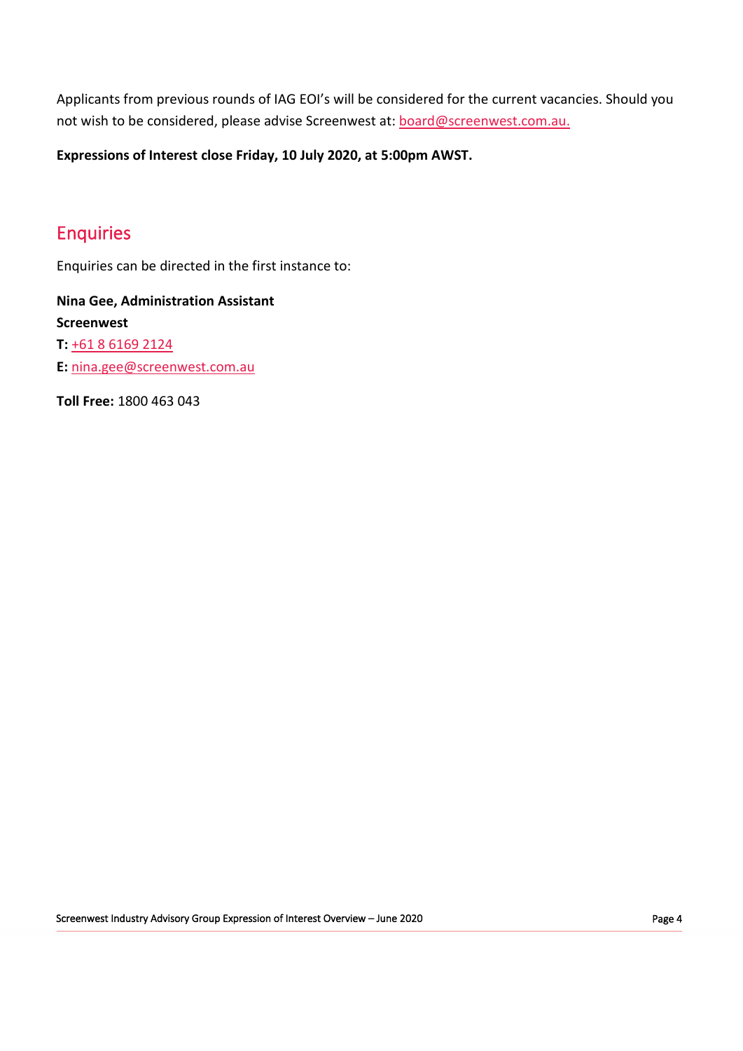Applicants from previous rounds of IAG EOI's will be considered for the current vacancies. Should you not wish to be considered, please advise Screenwest at: board@screenwest.com.au.

**Expressions of Interest close Friday, 10 July 2020, at 5:00pm AWST.**

## Enquiries

Enquiries can be directed in the first instance to:

**Nina Gee, Administration Assistant**
**Screenwest**
**T:** +61 8 6169 2124
**E:** nina.gee@screenwest.com.au

**Toll Free:** 1800 463 043